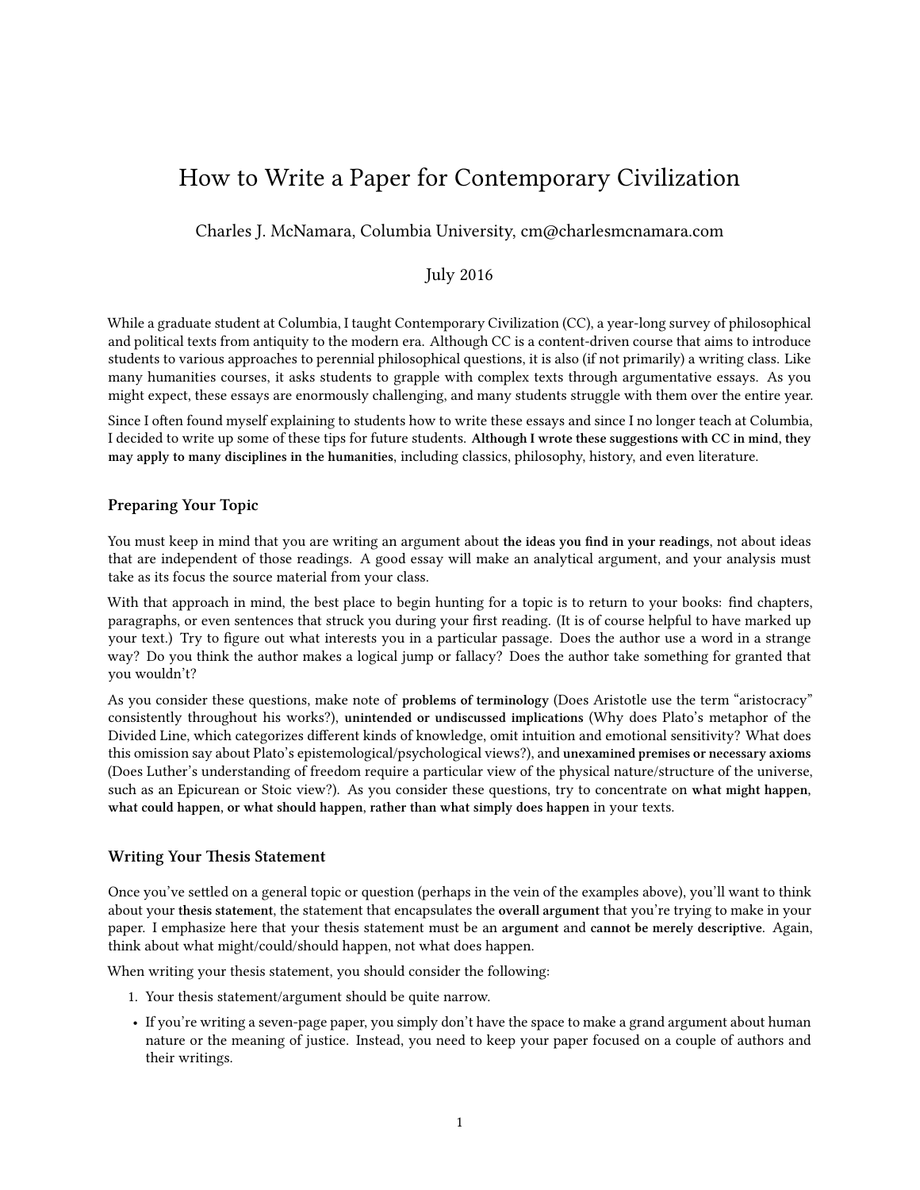# How to Write a Paper for Contemporary Civilization

Charles J. McNamara, Columbia University, cm@charlesmcnamara.com

July 2016

While a graduate student at Columbia, I taught Contemporary Civilization (CC), a year-long survey of philosophical and political texts from antiquity to the modern era. Although CC is a content-driven course that aims to introduce students to various approaches to perennial philosophical questions, it is also (if not primarily) a writing class. Like many humanities courses, it asks students to grapple with complex texts through argumentative essays. As you might expect, these essays are enormously challenging, and many students struggle with them over the entire year.

Since I often found myself explaining to students how to write these essays and since I no longer teach at Columbia, I decided to write up some of these tips for future students. **Although I wrote these suggestions with CC in mind, they may apply to many disciplines in the humanities**, including classics, philosophy, history, and even literature.

### Preparing Your Topic

You must keep in mind that you are writing an argument about **the ideas you find in your readings**, not about ideas that are independent of those readings. A good essay will make an analytical argument, and your analysis must take as its focus the source material from your class.

With that approach in mind, the best place to begin hunting for a topic is to return to your books: find chapters, paragraphs, or even sentences that struck you during your first reading. (It is of course helpful to have marked up your text.) Try to figure out what interests you in a particular passage. Does the author use a word in a strange way? Do you think the author makes a logical jump or fallacy? Does the author take something for granted that you wouldn't?

As you consider these questions, make note of **problems of terminology** (Does Aristotle use the term "aristocracy" consistently throughout his works?), **unintended or undiscussed implications** (Why does Plato's metaphor of the Divided Line, which categorizes different kinds of knowledge, omit intuition and emotional sensitivity? What does this omission say about Plato's epistemological/psychological views?), and **unexamined premises or necessary axioms** (Does Luther's understanding of freedom require a particular view of the physical nature/structure of the universe, such as an Epicurean or Stoic view?). As you consider these questions, try to concentrate on **what might happen, what could happen, or what should happen, rather than what simply does happen** in your texts.

### Writing Your Thesis Statement

Once you've settled on a general topic or question (perhaps in the vein of the examples above), you'll want to think about your **thesis statement**, the statement that encapsulates the **overall argument** that you're trying to make in your paper. I emphasize here that your thesis statement must be an **argument** and **cannot be merely descriptive**. Again, think about what might/could/should happen, not what does happen.

When writing your thesis statement, you should consider the following:

1. Your thesis statement/argument should be quite narrow.

- If you're writing a seven-page paper, you simply don't have the space to make a grand argument about human nature or the meaning of justice. Instead, you need to keep your paper focused on a couple of authors and their writings.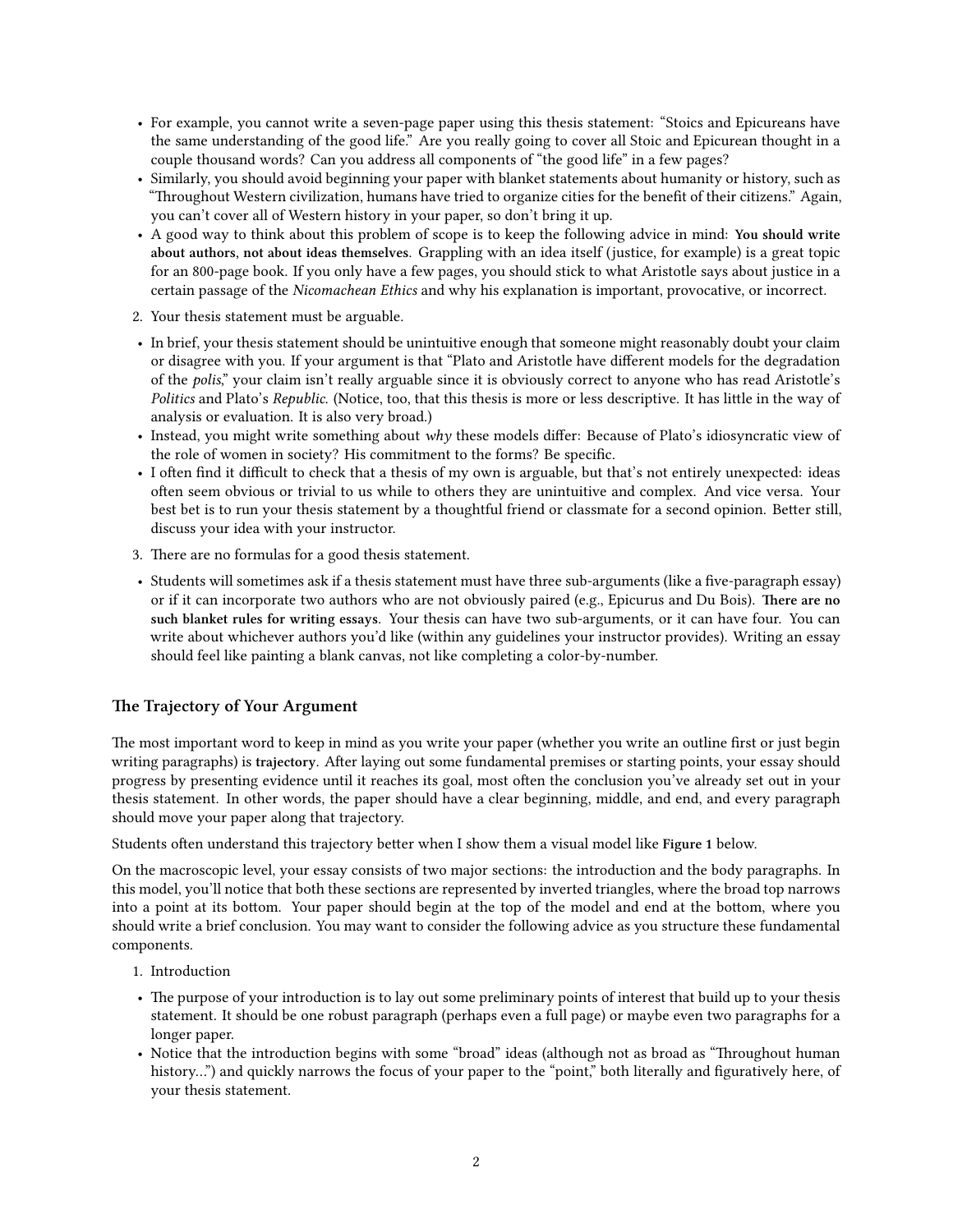- For example, you cannot write a seven-page paper using this thesis statement: "Stoics and Epicureans have the same understanding of the good life." Are you really going to cover all Stoic and Epicurean thought in a couple thousand words? Can you address all components of "the good life" in a few pages?
- Similarly, you should avoid beginning your paper with blanket statements about humanity or history, such as "Throughout Western civilization, humans have tried to organize cities for the benefit of their citizens." Again, you can't cover all of Western history in your paper, so don't bring it up.
- A good way to think about this problem of scope is to keep the following advice in mind: **You should write about authors, not about ideas themselves**. Grappling with an idea itself (justice, for example) is a great topic for an 800-page book. If you only have a few pages, you should stick to what Aristotle says about justice in a certain passage of the *Nicomachean Ethics* and why his explanation is important, provocative, or incorrect.

2. Your thesis statement must be arguable.

- In brief, your thesis statement should be unintuitive enough that someone might reasonably doubt your claim or disagree with you. If your argument is that "Plato and Aristotle have different models for the degradation of the *polis*," your claim isn't really arguable since it is obviously correct to anyone who has read Aristotle's *Politics* and Plato's *Republic*. (Notice, too, that this thesis is more or less descriptive. It has little in the way of analysis or evaluation. It is also very broad.)
- Instead, you might write something about *why* these models differ: Because of Plato's idiosyncratic view of the role of women in society? His commitment to the forms? Be specific.
- I often find it difficult to check that a thesis of my own is arguable, but that's not entirely unexpected: ideas often seem obvious or trivial to us while to others they are unintuitive and complex. And vice versa. Your best bet is to run your thesis statement by a thoughtful friend or classmate for a second opinion. Better still, discuss your idea with your instructor.

3. There are no formulas for a good thesis statement.

- Students will sometimes ask if a thesis statement must have three sub-arguments (like a five-paragraph essay) or if it can incorporate two authors who are not obviously paired (e.g., Epicurus and Du Bois). **There are no such blanket rules for writing essays**. Your thesis can have two sub-arguments, or it can have four. You can write about whichever authors you'd like (within any guidelines your instructor provides). Writing an essay should feel like painting a blank canvas, not like completing a color-by-number.

### The Trajectory of Your Argument

The most important word to keep in mind as you write your paper (whether you write an outline first or just begin writing paragraphs) is **trajectory**. After laying out some fundamental premises or starting points, your essay should progress by presenting evidence until it reaches its goal, most often the conclusion you've already set out in your thesis statement. In other words, the paper should have a clear beginning, middle, and end, and every paragraph should move your paper along that trajectory.

Students often understand this trajectory better when I show them a visual model like **Figure 1** below.

On the macroscopic level, your essay consists of two major sections: the introduction and the body paragraphs. In this model, you'll notice that both these sections are represented by inverted triangles, where the broad top narrows into a point at its bottom. Your paper should begin at the top of the model and end at the bottom, where you should write a brief conclusion. You may want to consider the following advice as you structure these fundamental components.

1. Introduction

- The purpose of your introduction is to lay out some preliminary points of interest that build up to your thesis statement. It should be one robust paragraph (perhaps even a full page) or maybe even two paragraphs for a longer paper.
- Notice that the introduction begins with some "broad" ideas (although not as broad as "Throughout human history...") and quickly narrows the focus of your paper to the "point," both literally and figuratively here, of your thesis statement.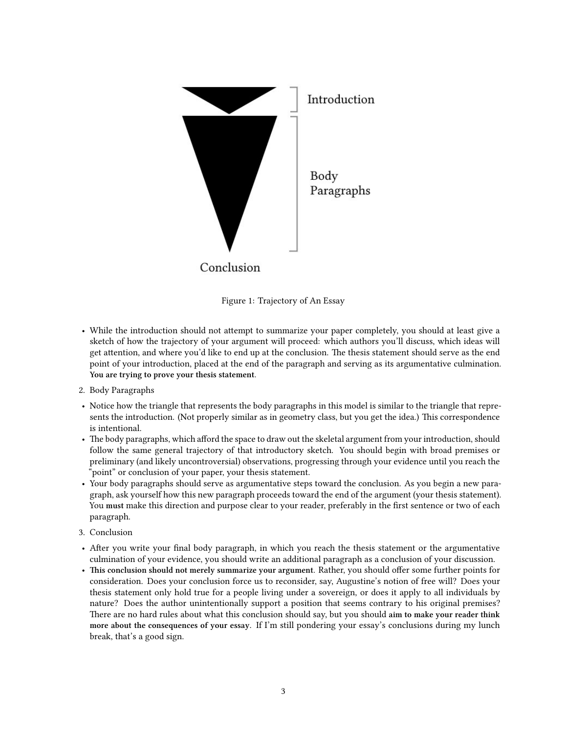Figure 1: Trajectory of An Essay

- While the introduction should not attempt to summarize your paper completely, you should at least give a sketch of how the trajectory of your argument will proceed: which authors you'll discuss, which ideas will get attention, and where you'd like to end up at the conclusion. The thesis statement should serve as the end point of your introduction, placed at the end of the paragraph and serving as its argumentative culmination. **You are trying to prove your thesis statement**.

2. Body Paragraphs

- Notice how the triangle that represents the body paragraphs in this model is similar to the triangle that represents the introduction. (Not properly similar as in geometry class, but you get the idea.) This correspondence is intentional.
- The body paragraphs, which afford the space to draw out the skeletal argument from your introduction, should follow the same general trajectory of that introductory sketch. You should begin with broad premises or preliminary (and likely uncontroversial) observations, progressing through your evidence until you reach the "point" or conclusion of your paper, your thesis statement.
- Your body paragraphs should serve as argumentative steps toward the conclusion. As you begin a new paragraph, ask yourself how this new paragraph proceeds toward the end of the argument (your thesis statement). You **must** make this direction and purpose clear to your reader, preferably in the first sentence or two of each paragraph.

3. Conclusion

- After you write your final body paragraph, in which you reach the thesis statement or the argumentative culmination of your evidence, you should write an additional paragraph as a conclusion of your discussion.
- **This conclusion should not merely summarize your argument**. Rather, you should offer some further points for consideration. Does your conclusion force us to reconsider, say, Augustine's notion of free will? Does your thesis statement only hold true for a people living under a sovereign, or does it apply to all individuals by nature? Does the author unintentionally support a position that seems contrary to his original premises? There are no hard rules about what this conclusion should say, but you should **aim to make your reader think more about the consequences of your essay**. If I'm still pondering your essay's conclusions during my lunch break, that's a good sign.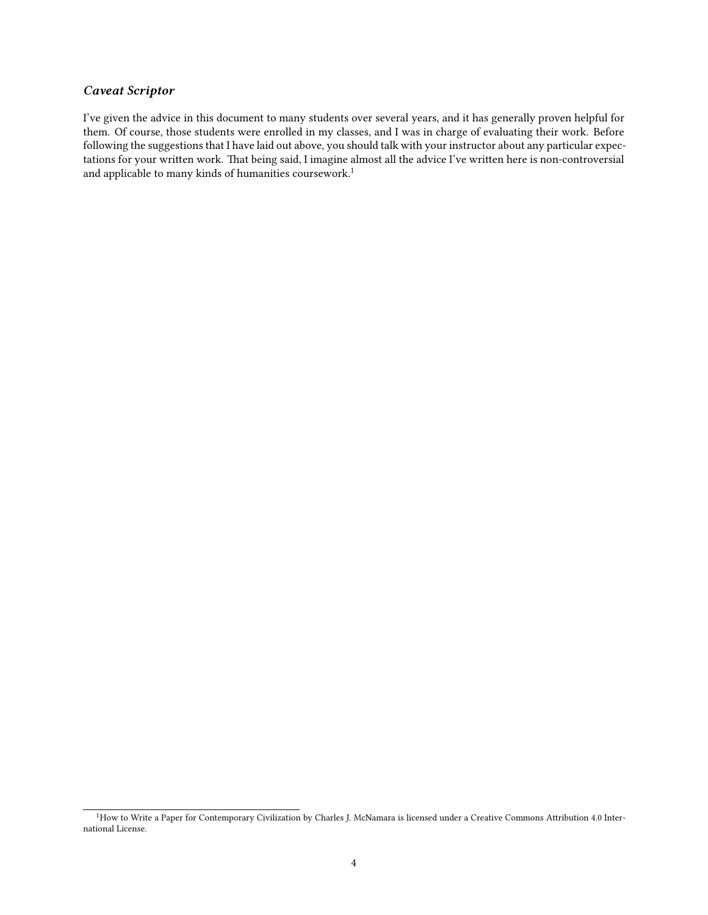### *Caveat Scriptor*

I've given the advice in this document to many students over several years, and it has generally proven helpful for them. Of course, those students were enrolled in my classes, and I was in charge of evaluating their work. Before following the suggestions that I have laid out above, you should talk with your instructor about any particular expectations for your written work. That being said, I imagine almost all the advice I've written here is non-controversial and applicable to many kinds of humanities coursework.[1]

[1] How to Write a Paper for Contemporary Civilization by Charles J. McNamara is licensed under a Creative Commons Attribution 4.0 International License.